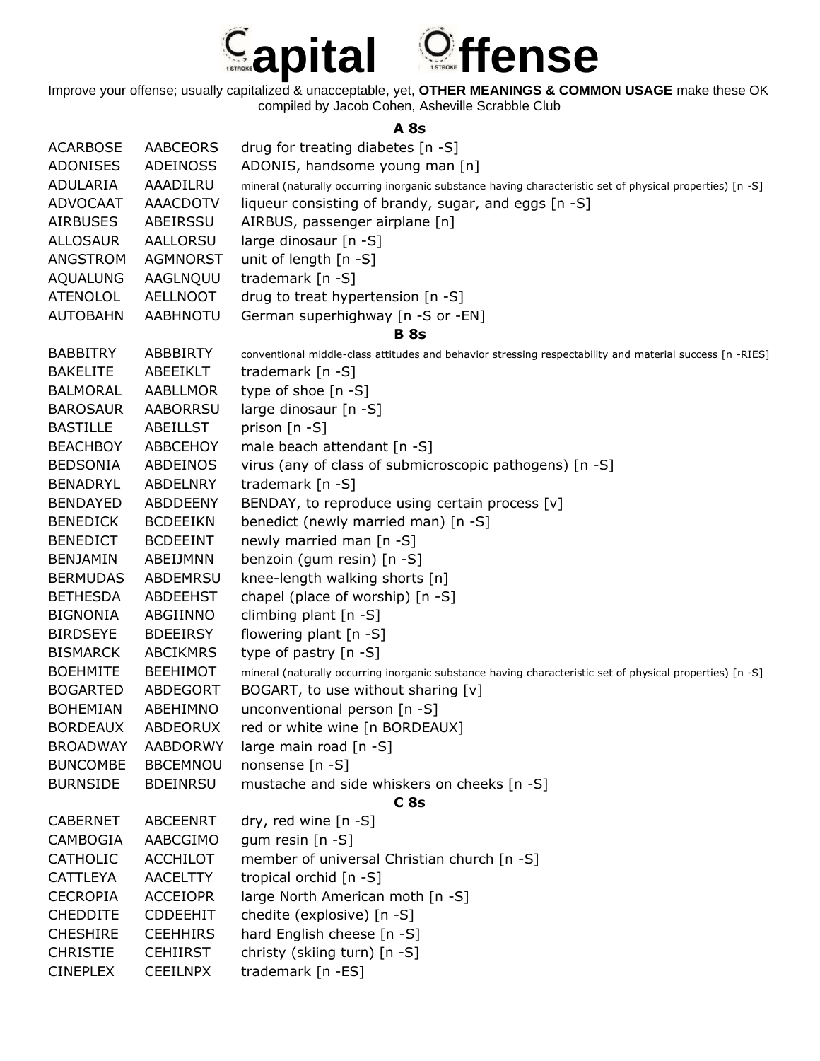# Capital Offense

Improve your offense; usually capitalized & unacceptable, yet, **OTHER MEANINGS & COMMON USAGE** make these OK
compiled by Jacob Cohen, Asheville Scrabble Club

### A 8s

| | | |
|---|---|---|
| ACARBOSE | AABCEORS | drug for treating diabetes [n -S] |
| ADONISES | ADEINOSS | ADONIS, handsome young man [n] |
| ADULARIA | AAADILRU | mineral (naturally occurring inorganic substance having characteristic set of physical properties) [n -S] |
| ADVOCAAT | AAACDOTV | liqueur consisting of brandy, sugar, and eggs [n -S] |
| AIRBUSES | ABEIRSSU | AIRBUS, passenger airplane [n] |
| ALLOSAUR | AALLORSU | large dinosaur [n -S] |
| ANGSTROM | AGMNORST | unit of length [n -S] |
| AQUALUNG | AAGLNQUU | trademark [n -S] |
| ATENOLOL | AELLNOOT | drug to treat hypertension [n -S] |
| AUTOBAHN | AABHNOTU | German superhighway [n -S or -EN] |

### B 8s

| | | |
|---|---|---|
| BABBITRY | ABBBIRTY | conventional middle-class attitudes and behavior stressing respectability and material success [n -RIES] |
| BAKELITE | ABEEIKLT | trademark [n -S] |
| BALMORAL | AABLLMOR | type of shoe [n -S] |
| BAROSAUR | AABORRSU | large dinosaur [n -S] |
| BASTILLE | ABEILLST | prison [n -S] |
| BEACHBOY | ABBCEHOY | male beach attendant [n -S] |
| BEDSONIA | ABDEINOS | virus (any of class of submicroscopic pathogens) [n -S] |
| BENADRYL | ABDELNRY | trademark [n -S] |
| BENDAYED | ABDDEENY | BENDAY, to reproduce using certain process [v] |
| BENEDICK | BCDEEIKN | benedict (newly married man) [n -S] |
| BENEDICT | BCDEEINT | newly married man [n -S] |
| BENJAMIN | ABEIJMNN | benzoin (gum resin) [n -S] |
| BERMUDAS | ABDEMRSU | knee-length walking shorts [n] |
| BETHESDA | ABDEEHST | chapel (place of worship) [n -S] |
| BIGNONIA | ABGIINNO | climbing plant [n -S] |
| BIRDSEYE | BDEEIRSY | flowering plant [n -S] |
| BISMARCK | ABCIKMRS | type of pastry [n -S] |
| BOEHMITE | BEEHIMOT | mineral (naturally occurring inorganic substance having characteristic set of physical properties) [n -S] |
| BOGARTED | ABDEGORT | BOGART, to use without sharing [v] |
| BOHEMIAN | ABEHIMNO | unconventional person [n -S] |
| BORDEAUX | ABDEORUX | red or white wine [n BORDEAUX] |
| BROADWAY | AABDORWY | large main road [n -S] |
| BUNCOMBE | BBCEMNOU | nonsense [n -S] |
| BURNSIDE | BDEINRSU | mustache and side whiskers on cheeks [n -S] |

### C 8s

| | | |
|---|---|---|
| CABERNET | ABCEENRT | dry, red wine [n -S] |
| CAMBOGIA | AABCGIMO | gum resin [n -S] |
| CATHOLIC | ACCHILOT | member of universal Christian church [n -S] |
| CATTLEYA | AACELTTY | tropical orchid [n -S] |
| CECROPIA | ACCEIOPR | large North American moth [n -S] |
| CHEDDITE | CDDEEHIT | chedite (explosive) [n -S] |
| CHESHIRE | CEEHHIRS | hard English cheese [n -S] |
| CHRISTIE | CEHIIRST | christy (skiing turn) [n -S] |
| CINEPLEX | CEEILNPX | trademark [n -ES] |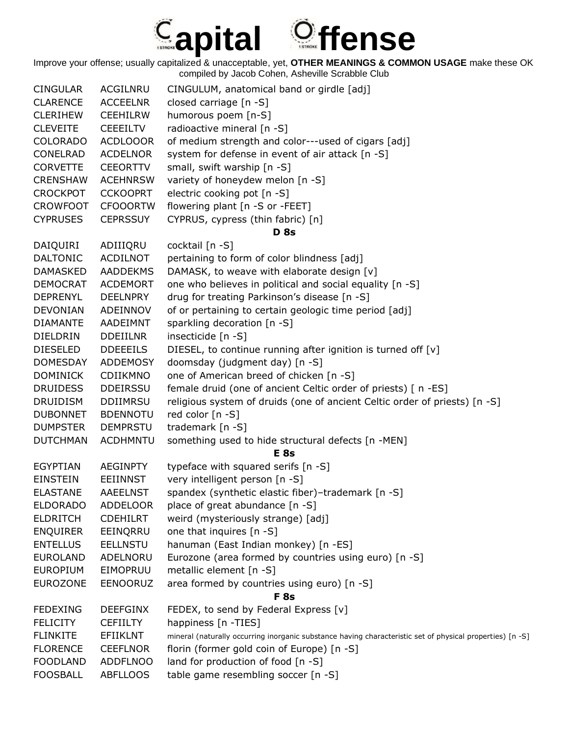# Capital Offense

Improve your offense; usually capitalized & unacceptable, yet, **OTHER MEANINGS & COMMON USAGE** make these OK
compiled by Jacob Cohen, Asheville Scrabble Club

| | | |
|---|---|---|
| CINGULAR | ACGILNRU | CINGULUM, anatomical band or girdle [adj] |
| CLARENCE | ACCEELNR | closed carriage [n -S] |
| CLERIHEW | CEEHILRW | humorous poem [n-S] |
| CLEVEITE | CEEEILTV | radioactive mineral [n -S] |
| COLORADO | ACDLOOOR | of medium strength and color---used of cigars [adj] |
| CONELRAD | ACDELNOR | system for defense in event of air attack [n -S] |
| CORVETTE | CEEORTTV | small, swift warship [n -S] |
| CRENSHAW | ACEHNRSW | variety of honeydew melon [n -S] |
| CROCKPOT | CCKOOPRT | electric cooking pot [n -S] |
| CROWFOOT | CFOOORTW | flowering plant [n -S or -FEET] |
| CYPRUSES | CEPRSSUY | CYPRUS, cypress (thin fabric) [n] |
| | | **D 8s** |
| DAIQUIRI | ADIIIQRU | cocktail [n -S] |
| DALTONIC | ACDILNOT | pertaining to form of color blindness [adj] |
| DAMASKED | AADDEKMS | DAMASK, to weave with elaborate design [v] |
| DEMOCRAT | ACDEMORT | one who believes in political and social equality [n -S] |
| DEPRENYL | DEELNPRY | drug for treating Parkinson’s disease [n -S] |
| DEVONIAN | ADEINNOV | of or pertaining to certain geologic time period [adj] |
| DIAMANTE | AADEIMNT | sparkling decoration [n -S] |
| DIELDRIN | DDEIILNR | insecticide [n -S] |
| DIESELED | DDEEEILS | DIESEL, to continue running after ignition is turned off [v] |
| DOMESDAY | ADDEMOSY | doomsday (judgment day) [n -S] |
| DOMINICK | CDIIKMNO | one of American breed of chicken [n -S] |
| DRUIDESS | DDEIRSSU | female druid (one of ancient Celtic order of priests) [ n -ES] |
| DRUIDISM | DDIIMRSU | religious system of druids (one of ancient Celtic order of priests) [n -S] |
| DUBONNET | BDENNOTU | red color [n -S] |
| DUMPSTER | DEMPRSTU | trademark [n -S] |
| DUTCHMAN | ACDHMNTU | something used to hide structural defects [n -MEN] |
| | | **E 8s** |
| EGYPTIAN | AEGINPTY | typeface with squared serifs [n -S] |
| EINSTEIN | EEIINNST | very intelligent person [n -S] |
| ELASTANE | AAEELNST | spandex (synthetic elastic fiber)–trademark [n -S] |
| ELDORADO | ADDELOOR | place of great abundance [n -S] |
| ELDRITCH | CDEHILRT | weird (mysteriously strange) [adj] |
| ENQUIRER | EEINQRRU | one that inquires [n -S] |
| ENTELLUS | EELLNSTU | hanuman (East Indian monkey) [n -ES] |
| EUROLAND | ADELNORU | Eurozone (area formed by countries using euro) [n -S] |
| EUROPIUM | EIMOPRUU | metallic element [n -S] |
| EUROZONE | EENOORUZ | area formed by countries using euro) [n -S] |
| | | **F 8s** |
| FEDEXING | DEEFGINX | FEDEX, to send by Federal Express [v] |
| FELICITY | CEFIILTY | happiness [n -TIES] |
| FLINKITE | EFIIKLNT | mineral (naturally occurring inorganic substance having characteristic set of physical properties) [n -S] |
| FLORENCE | CEEFLNOR | florin (former gold coin of Europe) [n -S] |
| FOODLAND | ADDFLNOO | land for production of food [n -S] |
| FOOSBALL | ABFLLOOS | table game resembling soccer [n -S] |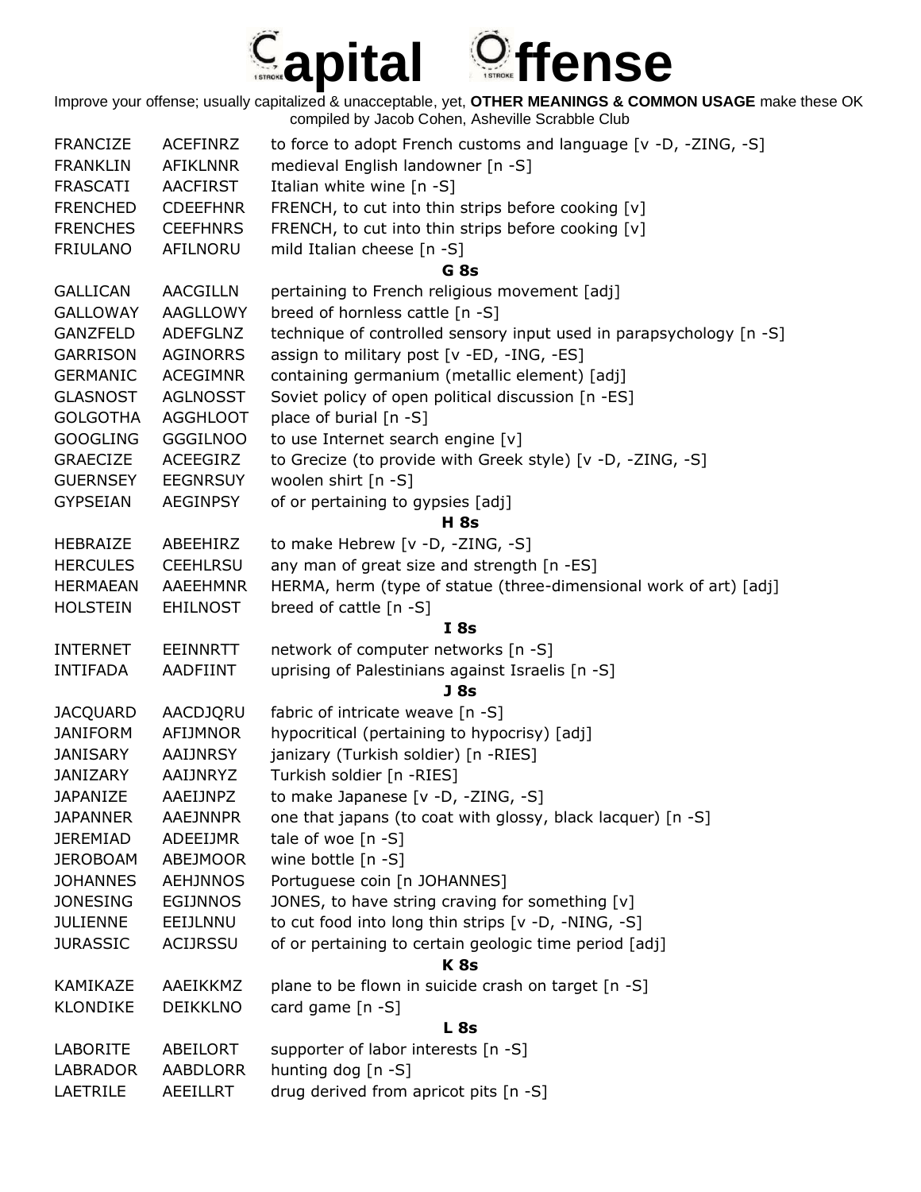# Capital Offense

Improve your offense; usually capitalized & unacceptable, yet, **OTHER MEANINGS & COMMON USAGE** make these OK
compiled by Jacob Cohen, Asheville Scrabble Club

| | | |
|---|---|---|
| FRANCIZE | ACEFINRZ | to force to adopt French customs and language [v -D, -ZING, -S] |
| FRANKLIN | AFIKLNNR | medieval English landowner [n -S] |
| FRASCATI | AACFIRST | Italian white wine [n -S] |
| FRENCHED | CDEEFHNR | FRENCH, to cut into thin strips before cooking [v] |
| FRENCHES | CEEFHNRS | FRENCH, to cut into thin strips before cooking [v] |
| FRIULANO | AFILNORU | mild Italian cheese [n -S] |
| | | **G 8s** |
| GALLICAN | AACGILLN | pertaining to French religious movement [adj] |
| GALLOWAY | AAGLLOWY | breed of hornless cattle [n -S] |
| GANZFELD | ADEFGLNZ | technique of controlled sensory input used in parapsychology [n -S] |
| GARRISON | AGINORRS | assign to military post [v -ED, -ING, -ES] |
| GERMANIC | ACEGIMNR | containing germanium (metallic element) [adj] |
| GLASNOST | AGLNOSST | Soviet policy of open political discussion [n -ES] |
| GOLGOTHA | AGGHLOOT | place of burial [n -S] |
| GOOGLING | GGGILNOO | to use Internet search engine [v] |
| GRAECIZE | ACEEGIRZ | to Grecize (to provide with Greek style) [v -D, -ZING, -S] |
| GUERNSEY | EEGNRSUY | woolen shirt [n -S] |
| GYPSEIAN | AEGINPSY | of or pertaining to gypsies [adj] |
| | | **H 8s** |
| HEBRAIZE | ABEEHIRZ | to make Hebrew [v -D, -ZING, -S] |
| HERCULES | CEEHLRSU | any man of great size and strength [n -ES] |
| HERMAEAN | AAEEHMNR | HERMA, herm (type of statue (three-dimensional work of art) [adj] |
| HOLSTEIN | EHILNOST | breed of cattle [n -S] |
| | | **I 8s** |
| INTERNET | EEINNRTT | network of computer networks [n -S] |
| INTIFADA | AADFIINT | uprising of Palestinians against Israelis [n -S] |
| | | **J 8s** |
| JACQUARD | AACDJQRU | fabric of intricate weave [n -S] |
| JANIFORM | AFIJMNOR | hypocritical (pertaining to hypocrisy) [adj] |
| JANISARY | AAIJNRSY | janizary (Turkish soldier) [n -RIES] |
| JANIZARY | AAIJNRYZ | Turkish soldier [n -RIES] |
| JAPANIZE | AAEIJNPZ | to make Japanese [v -D, -ZING, -S] |
| JAPANNER | AAEJNNPR | one that japans (to coat with glossy, black lacquer) [n -S] |
| JEREMIAD | ADEEIJMR | tale of woe [n -S] |
| JEROBOAM | ABEJMOOR | wine bottle [n -S] |
| JOHANNES | AEHJNNOS | Portuguese coin [n JOHANNES] |
| JONESING | EGIJNNOS | JONES, to have string craving for something [v] |
| JULIENNE | EEIJLNNU | to cut food into long thin strips [v -D, -NING, -S] |
| JURASSIC | ACIJRSSU | of or pertaining to certain geologic time period [adj] |
| | | **K 8s** |
| KAMIKAZE | AAEIKKMZ | plane to be flown in suicide crash on target [n -S] |
| KLONDIKE | DEIKKLNO | card game [n -S] |
| | | **L 8s** |
| LABORITE | ABEILORT | supporter of labor interests [n -S] |
| LABRADOR | AABDLORR | hunting dog [n -S] |
| LAETRILE | AEEILLRT | drug derived from apricot pits [n -S] |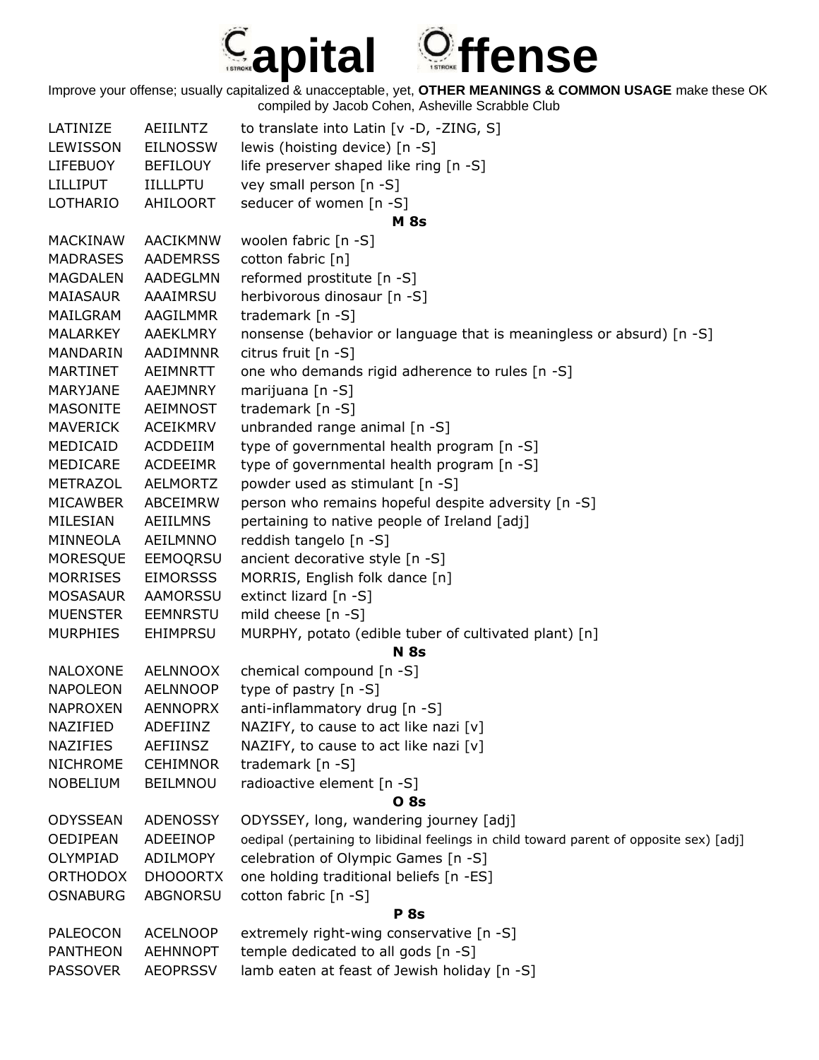# Capital Offense

Improve your offense; usually capitalized & unacceptable, yet, **OTHER MEANINGS & COMMON USAGE** make these OK
compiled by Jacob Cohen, Asheville Scrabble Club

| | | |
|---|---|---|
| LATINIZE | AEIILNTZ | to translate into Latin [v -D, -ZING, S] |
| LEWISSON | EILNOSSW | lewis (hoisting device) [n -S] |
| LIFEBUOY | BEFILOUY | life preserver shaped like ring [n -S] |
| LILLIPUT | IILLLPTU | vey small person [n -S] |
| LOTHARIO | AHILOORT | seducer of women [n -S] |
| | | **M 8s** |
| MACKINAW | AACIKMNW | woolen fabric [n -S] |
| MADRASES | AADEMRSS | cotton fabric [n] |
| MAGDALEN | AADEGLMN | reformed prostitute [n -S] |
| MAIASAUR | AAAIMRSU | herbivorous dinosaur [n -S] |
| MAILGRAM | AAGILMMR | trademark [n -S] |
| MALARKEY | AAEKLMRY | nonsense (behavior or language that is meaningless or absurd) [n -S] |
| MANDARIN | AADIMNNR | citrus fruit [n -S] |
| MARTINET | AEIMNRTT | one who demands rigid adherence to rules [n -S] |
| MARYJANE | AAEJMNRY | marijuana [n -S] |
| MASONITE | AEIMNOST | trademark [n -S] |
| MAVERICK | ACEIKMRV | unbranded range animal [n -S] |
| MEDICAID | ACDDEIIM | type of governmental health program [n -S] |
| MEDICARE | ACDEEIMR | type of governmental health program [n -S] |
| METRAZOL | AELMORTZ | powder used as stimulant [n -S] |
| MICAWBER | ABCEIMRW | person who remains hopeful despite adversity [n -S] |
| MILESIAN | AEIILMNS | pertaining to native people of Ireland [adj] |
| MINNEOLA | AEILMNNO | reddish tangelo [n -S] |
| MORESQUE | EEMOQRSU | ancient decorative style [n -S] |
| MORRISES | EIMORSSS | MORRIS, English folk dance [n] |
| MOSASAUR | AAMORSSU | extinct lizard [n -S] |
| MUENSTER | EEMNRSTU | mild cheese [n -S] |
| MURPHIES | EHIMPRSU | MURPHY, potato (edible tuber of cultivated plant) [n] |
| | | **N 8s** |
| NALOXONE | AELNNOOX | chemical compound [n -S] |
| NAPOLEON | AELNNOOP | type of pastry [n -S] |
| NAPROXEN | AENNOPRX | anti-inflammatory drug [n -S] |
| NAZIFIED | ADEFIINZ | NAZIFY, to cause to act like nazi [v] |
| NAZIFIES | AEFIINSZ | NAZIFY, to cause to act like nazi [v] |
| NICHROME | CEHIMNOR | trademark [n -S] |
| NOBELIUM | BEILMNOU | radioactive element [n -S] |
| | | **O 8s** |
| ODYSSEAN | ADENOSSY | ODYSSEY, long, wandering journey [adj] |
| OEDIPEAN | ADEEINOP | oedipal (pertaining to libidinal feelings in child toward parent of opposite sex) [adj] |
| OLYMPIAD | ADILMOPY | celebration of Olympic Games [n -S] |
| ORTHODOX | DHOOORTX | one holding traditional beliefs [n -ES] |
| OSNABURG | ABGNORSU | cotton fabric [n -S] |
| | | **P 8s** |
| PALEOCON | ACELNOOP | extremely right-wing conservative [n -S] |
| PANTHEON | AEHNNOPT | temple dedicated to all gods [n -S] |
| PASSOVER | AEOPRSSV | lamb eaten at feast of Jewish holiday [n -S] |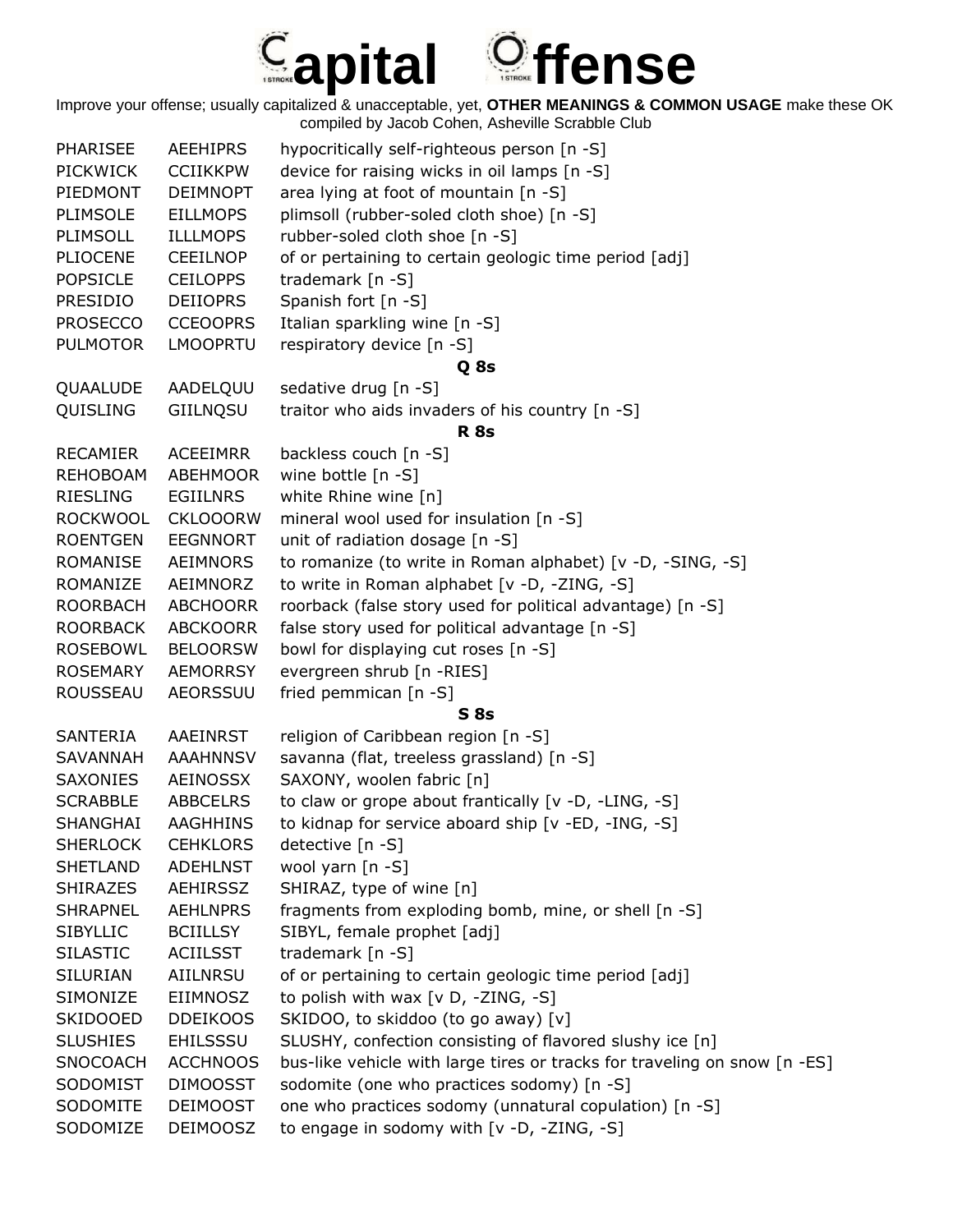# Capital Offense

Improve your offense; usually capitalized & unacceptable, yet, **OTHER MEANINGS & COMMON USAGE** make these OK
compiled by Jacob Cohen, Asheville Scrabble Club

| | | |
|---|---|---|
| PHARISEE | AEEHIPRS | hypocritically self-righteous person [n -S] |
| PICKWICK | CCIIKKPW | device for raising wicks in oil lamps [n -S] |
| PIEDMONT | DEIMNOPT | area lying at foot of mountain [n -S] |
| PLIMSOLE | EILLMOPS | plimsoll (rubber-soled cloth shoe) [n -S] |
| PLIMSOLL | ILLLMOPS | rubber-soled cloth shoe [n -S] |
| PLIOCENE | CEEILNOP | of or pertaining to certain geologic time period [adj] |
| POPSICLE | CEILOPPS | trademark [n -S] |
| PRESIDIO | DEIIOPRS | Spanish fort [n -S] |
| PROSECCO | CCEOOPRS | Italian sparkling wine [n -S] |
| PULMOTOR | LMOOPRTU | respiratory device [n -S] |
| | | **Q 8s** |
| QUAALUDE | AADELQUU | sedative drug [n -S] |
| QUISLING | GIILNQSU | traitor who aids invaders of his country [n -S] |
| | | **R 8s** |
| RECAMIER | ACEEIMRR | backless couch [n -S] |
| REHOBOAM | ABEHMOOR | wine bottle [n -S] |
| RIESLING | EGIILNRS | white Rhine wine [n] |
| ROCKWOOL | CKLOOORW | mineral wool used for insulation [n -S] |
| ROENTGEN | EEGNNORT | unit of radiation dosage [n -S] |
| ROMANISE | AEIMNORS | to romanize (to write in Roman alphabet) [v -D, -SING, -S] |
| ROMANIZE | AEIMNORZ | to write in Roman alphabet [v -D, -ZING, -S] |
| ROORBACH | ABCHOORR | roorback (false story used for political advantage) [n -S] |
| ROORBACK | ABCKOORR | false story used for political advantage [n -S] |
| ROSEBOWL | BELOORSW | bowl for displaying cut roses [n -S] |
| ROSEMARY | AEMORRSY | evergreen shrub [n -RIES] |
| ROUSSEAU | AEORSSUU | fried pemmican [n -S] |
| | | **S 8s** |
| SANTERIA | AAEINRST | religion of Caribbean region [n -S] |
| SAVANNAH | AAAHNNSV | savanna (flat, treeless grassland) [n -S] |
| SAXONIES | AEINOSSX | SAXONY, woolen fabric [n] |
| SCRABBLE | ABBCELRS | to claw or grope about frantically [v -D, -LING, -S] |
| SHANGHAI | AAGHHINS | to kidnap for service aboard ship [v -ED, -ING, -S] |
| SHERLOCK | CEHKLORS | detective [n -S] |
| SHETLAND | ADEHLNST | wool yarn [n -S] |
| SHIRAZES | AEHIRSSZ | SHIRAZ, type of wine [n] |
| SHRAPNEL | AEHLNPRS | fragments from exploding bomb, mine, or shell [n -S] |
| SIBYLLIC | BCIILLSY | SIBYL, female prophet [adj] |
| SILASTIC | ACIILSST | trademark [n -S] |
| SILURIAN | AIILNRSU | of or pertaining to certain geologic time period [adj] |
| SIMONIZE | EIIMNOSZ | to polish with wax [v D, -ZING, -S] |
| SKIDOOED | DDEIKOOS | SKIDOO, to skiddoo (to go away) [v] |
| SLUSHIES | EHILSSSU | SLUSHY, confection consisting of flavored slushy ice [n] |
| SNOCOACH | ACCHNOOS | bus-like vehicle with large tires or tracks for traveling on snow [n -ES] |
| SODOMIST | DIMOOSST | sodomite (one who practices sodomy) [n -S] |
| SODOMITE | DEIMOOST | one who practices sodomy (unnatural copulation) [n -S] |
| SODOMIZE | DEIMOOSZ | to engage in sodomy with [v -D, -ZING, -S] |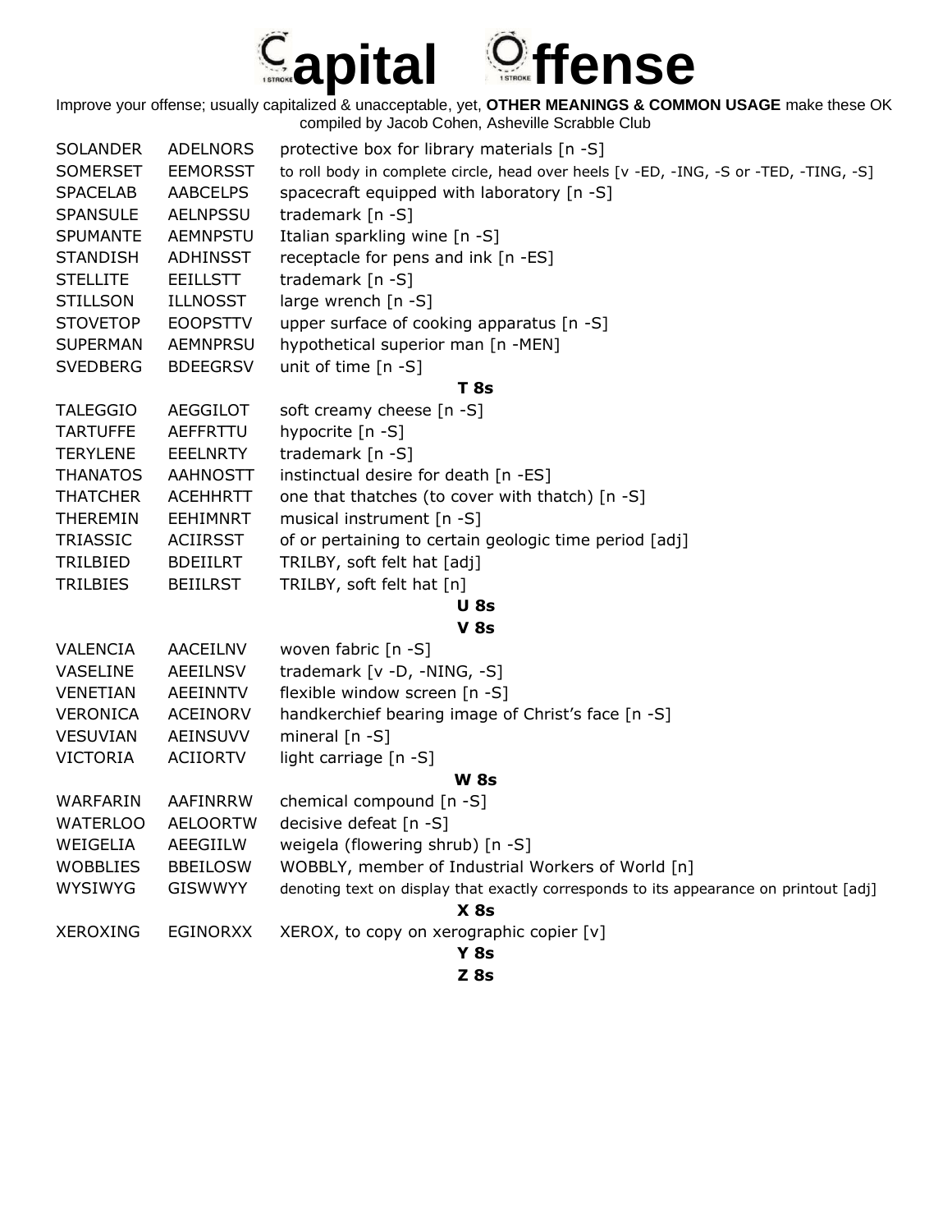# Capital Offense

Improve your offense; usually capitalized & unacceptable, yet, **OTHER MEANINGS & COMMON USAGE** make these OK
compiled by Jacob Cohen, Asheville Scrabble Club

| | | |
|---|---|---|
| SOLANDER | ADELNORS | protective box for library materials [n -S] |
| SOMERSET | EEMORSST | to roll body in complete circle, head over heels [v -ED, -ING, -S or -TED, -TING, -S] |
| SPACELAB | AABCELPS | spacecraft equipped with laboratory [n -S] |
| SPANSULE | AELNPSSU | trademark [n -S] |
| SPUMANTE | AEMNPSTU | Italian sparkling wine [n -S] |
| STANDISH | ADHINSST | receptacle for pens and ink [n -ES] |
| STELLITE | EEILLSTT | trademark [n -S] |
| STILLSON | ILLNOSST | large wrench [n -S] |
| STOVETOP | EOOPSTTV | upper surface of cooking apparatus [n -S] |
| SUPERMAN | AEMNPRSU | hypothetical superior man [n -MEN] |
| SVEDBERG | BDEEGRSV | unit of time [n -S] |
| | | **T 8s** |
| TALEGGIO | AEGGILOT | soft creamy cheese [n -S] |
| TARTUFFE | AEFFRTTU | hypocrite [n -S] |
| TERYLENE | EEELNRTY | trademark [n -S] |
| THANATOS | AAHNOSTT | instinctual desire for death [n -ES] |
| THATCHER | ACEHHRTT | one that thatches (to cover with thatch) [n -S] |
| THEREMIN | EEHIMNRT | musical instrument [n -S] |
| TRIASSIC | ACIIRSST | of or pertaining to certain geologic time period [adj] |
| TRILBIED | BDEIILRT | TRILBY, soft felt hat [adj] |
| TRILBIES | BEIILRST | TRILBY, soft felt hat [n] |
| | | **U 8s** |
| | | **V 8s** |
| VALENCIA | AACEILNV | woven fabric [n -S] |
| VASELINE | AEEILNSV | trademark [v -D, -NING, -S] |
| VENETIAN | AEEINNTV | flexible window screen [n -S] |
| VERONICA | ACEINORV | handkerchief bearing image of Christ's face [n -S] |
| VESUVIAN | AEINSUVV | mineral [n -S] |
| VICTORIA | ACIIORTV | light carriage [n -S] |
| | | **W 8s** |
| WARFARIN | AAFINRRW | chemical compound [n -S] |
| WATERLOO | AELOORTW | decisive defeat [n -S] |
| WEIGELIA | AEEGIILW | weigela (flowering shrub) [n -S] |
| WOBBLIES | BBEILOSW | WOBBLY, member of Industrial Workers of World [n] |
| WYSIWYG | GISWWYY | denoting text on display that exactly corresponds to its appearance on printout [adj] |
| | | **X 8s** |
| XEROXING | EGINORXX | XEROX, to copy on xerographic copier [v] |
| | | **Y 8s** |
| | | **Z 8s** |